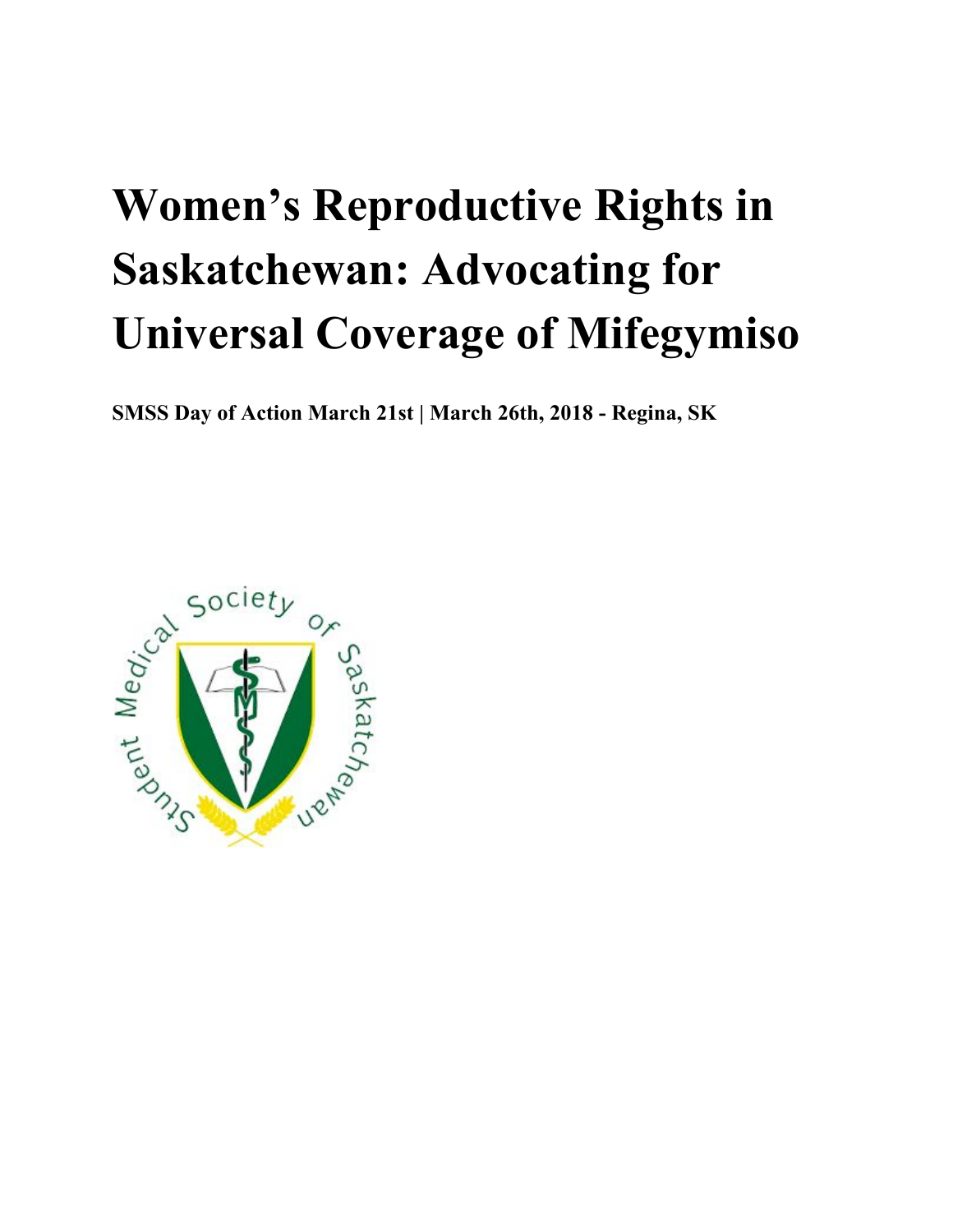# Women's Reproductive Rights in Saskatchewan: Advocating for Universal Coverage of Mifegymiso

**SMSS Day of Action March 21st | March 26th, 2018 - Regina, SK**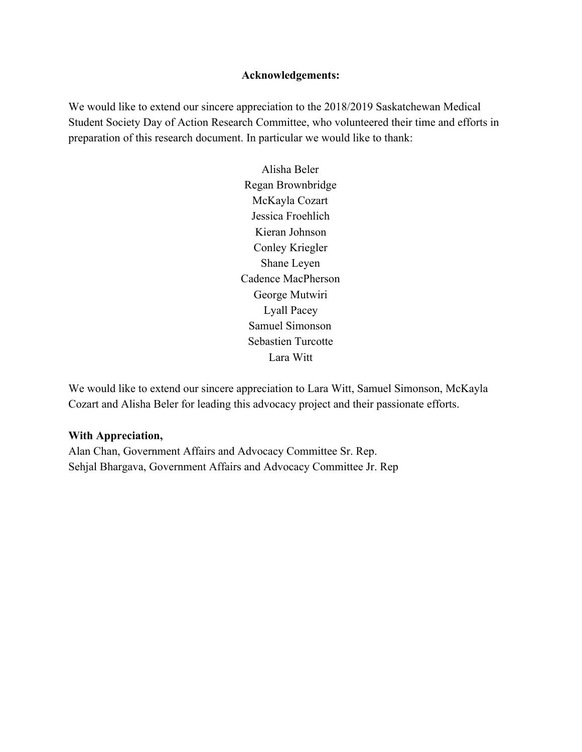**Acknowledgements:**

We would like to extend our sincere appreciation to the 2018/2019 Saskatchewan Medical Student Society Day of Action Research Committee, who volunteered their time and efforts in preparation of this research document. In particular we would like to thank:

Alisha Beler
Regan Brownbridge
McKayla Cozart
Jessica Froehlich
Kieran Johnson
Conley Kriegler
Shane Leyen
Cadence MacPherson
George Mutwiri
Lyall Pacey
Samuel Simonson
Sebastien Turcotte
Lara Witt

We would like to extend our sincere appreciation to Lara Witt, Samuel Simonson, McKayla Cozart and Alisha Beler for leading this advocacy project and their passionate efforts.

**With Appreciation,**
Alan Chan, Government Affairs and Advocacy Committee Sr. Rep.
Sehjal Bhargava, Government Affairs and Advocacy Committee Jr. Rep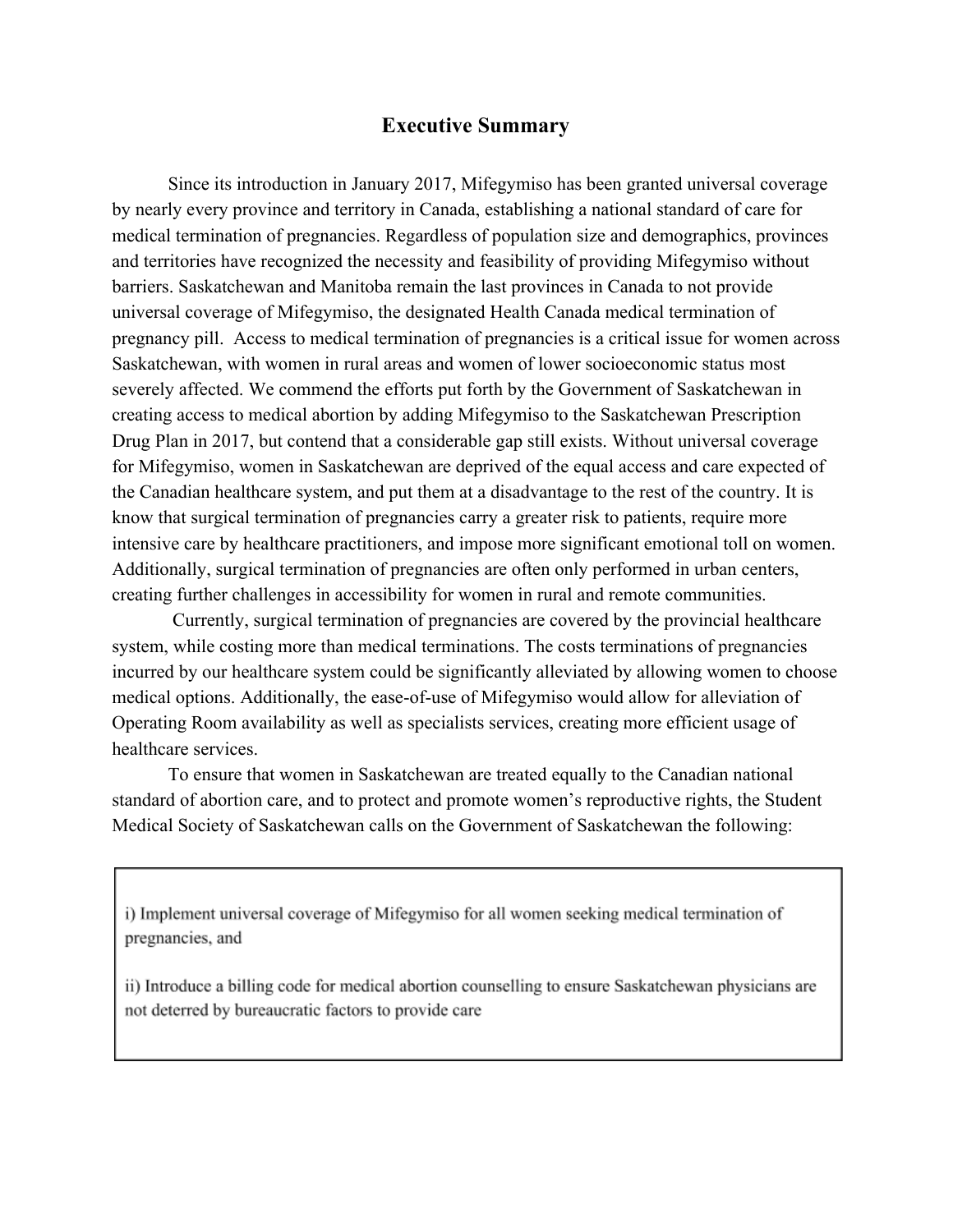# Executive Summary

Since its introduction in January 2017, Mifegymiso has been granted universal coverage by nearly every province and territory in Canada, establishing a national standard of care for medical termination of pregnancies. Regardless of population size and demographics, provinces and territories have recognized the necessity and feasibility of providing Mifegymiso without barriers. Saskatchewan and Manitoba remain the last provinces in Canada to not provide universal coverage of Mifegymiso, the designated Health Canada medical termination of pregnancy pill. Access to medical termination of pregnancies is a critical issue for women across Saskatchewan, with women in rural areas and women of lower socioeconomic status most severely affected. We commend the efforts put forth by the Government of Saskatchewan in creating access to medical abortion by adding Mifegymiso to the Saskatchewan Prescription Drug Plan in 2017, but contend that a considerable gap still exists. Without universal coverage for Mifegymiso, women in Saskatchewan are deprived of the equal access and care expected of the Canadian healthcare system, and put them at a disadvantage to the rest of the country. It is know that surgical termination of pregnancies carry a greater risk to patients, require more intensive care by healthcare practitioners, and impose more significant emotional toll on women. Additionally, surgical termination of pregnancies are often only performed in urban centers, creating further challenges in accessibility for women in rural and remote communities.

Currently, surgical termination of pregnancies are covered by the provincial healthcare system, while costing more than medical terminations. The costs terminations of pregnancies incurred by our healthcare system could be significantly alleviated by allowing women to choose medical options. Additionally, the ease-of-use of Mifegymiso would allow for alleviation of Operating Room availability as well as specialists services, creating more efficient usage of healthcare services.

To ensure that women in Saskatchewan are treated equally to the Canadian national standard of abortion care, and to protect and promote women's reproductive rights, the Student Medical Society of Saskatchewan calls on the Government of Saskatchewan the following:

i) Implement universal coverage of Mifegymiso for all women seeking medical termination of pregnancies, and

ii) Introduce a billing code for medical abortion counselling to ensure Saskatchewan physicians are not deterred by bureaucratic factors to provide care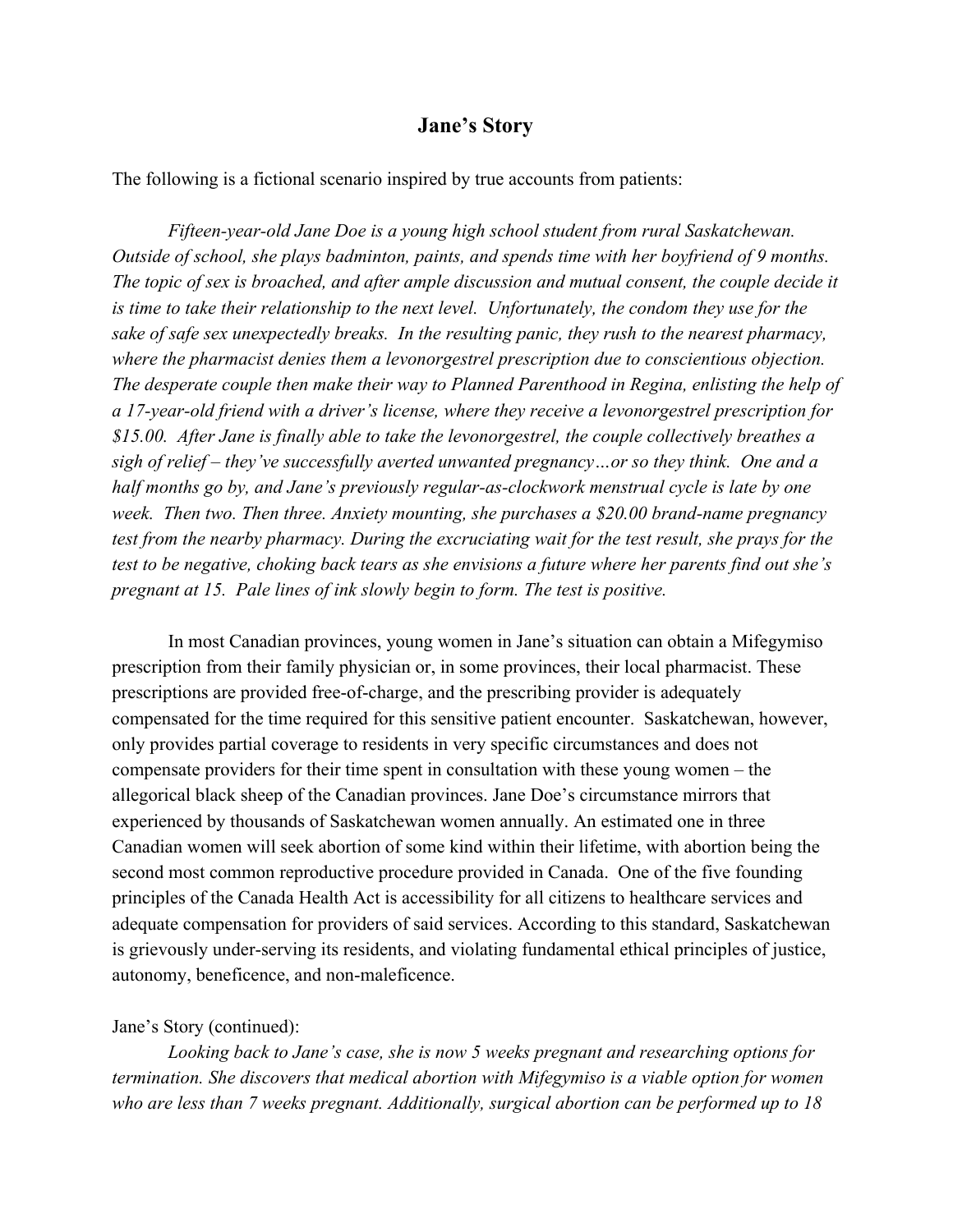## Jane's Story

The following is a fictional scenario inspired by true accounts from patients:

*Fifteen-year-old Jane Doe is a young high school student from rural Saskatchewan. Outside of school, she plays badminton, paints, and spends time with her boyfriend of 9 months. The topic of sex is broached, and after ample discussion and mutual consent, the couple decide it is time to take their relationship to the next level. Unfortunately, the condom they use for the sake of safe sex unexpectedly breaks. In the resulting panic, they rush to the nearest pharmacy, where the pharmacist denies them a levonorgestrel prescription due to conscientious objection. The desperate couple then make their way to Planned Parenthood in Regina, enlisting the help of a 17-year-old friend with a driver's license, where they receive a levonorgestrel prescription for $15.00. After Jane is finally able to take the levonorgestrel, the couple collectively breathes a sigh of relief – they've successfully averted unwanted pregnancy…or so they think. One and a half months go by, and Jane's previously regular-as-clockwork menstrual cycle is late by one week. Then two. Then three. Anxiety mounting, she purchases a $20.00 brand-name pregnancy test from the nearby pharmacy. During the excruciating wait for the test result, she prays for the test to be negative, choking back tears as she envisions a future where her parents find out she's pregnant at 15. Pale lines of ink slowly begin to form. The test is positive.*

In most Canadian provinces, young women in Jane's situation can obtain a Mifegymiso prescription from their family physician or, in some provinces, their local pharmacist. These prescriptions are provided free-of-charge, and the prescribing provider is adequately compensated for the time required for this sensitive patient encounter. Saskatchewan, however, only provides partial coverage to residents in very specific circumstances and does not compensate providers for their time spent in consultation with these young women – the allegorical black sheep of the Canadian provinces. Jane Doe's circumstance mirrors that experienced by thousands of Saskatchewan women annually. An estimated one in three Canadian women will seek abortion of some kind within their lifetime, with abortion being the second most common reproductive procedure provided in Canada. One of the five founding principles of the Canada Health Act is accessibility for all citizens to healthcare services and adequate compensation for providers of said services. According to this standard, Saskatchewan is grievously under-serving its residents, and violating fundamental ethical principles of justice, autonomy, beneficence, and non-maleficence.

Jane's Story (continued):

*Looking back to Jane's case, she is now 5 weeks pregnant and researching options for termination. She discovers that medical abortion with Mifegymiso is a viable option for women who are less than 7 weeks pregnant. Additionally, surgical abortion can be performed up to 18*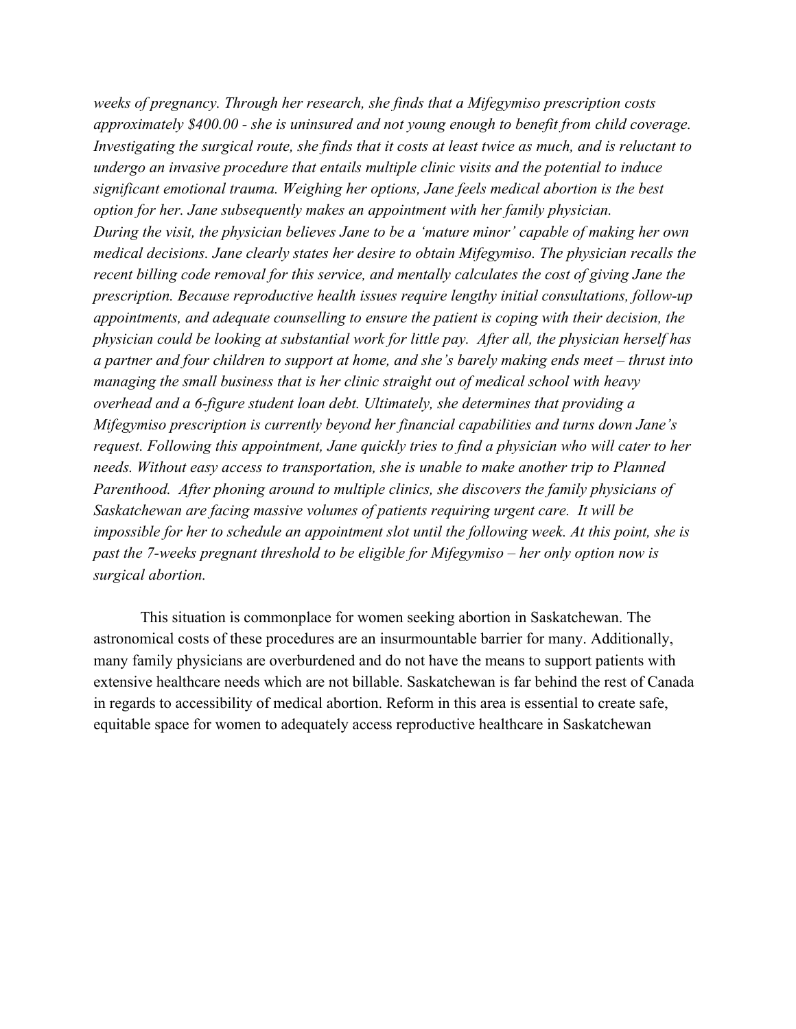*weeks of pregnancy. Through her research, she finds that a Mifegymiso prescription costs approximately $400.00 - she is uninsured and not young enough to benefit from child coverage. Investigating the surgical route, she finds that it costs at least twice as much, and is reluctant to undergo an invasive procedure that entails multiple clinic visits and the potential to induce significant emotional trauma. Weighing her options, Jane feels medical abortion is the best option for her. Jane subsequently makes an appointment with her family physician.*

*During the visit, the physician believes Jane to be a 'mature minor' capable of making her own medical decisions. Jane clearly states her desire to obtain Mifegymiso. The physician recalls the recent billing code removal for this service, and mentally calculates the cost of giving Jane the prescription. Because reproductive health issues require lengthy initial consultations, follow-up appointments, and adequate counselling to ensure the patient is coping with their decision, the physician could be looking at substantial work for little pay. After all, the physician herself has a partner and four children to support at home, and she's barely making ends meet – thrust into managing the small business that is her clinic straight out of medical school with heavy overhead and a 6-figure student loan debt. Ultimately, she determines that providing a Mifegymiso prescription is currently beyond her financial capabilities and turns down Jane's request. Following this appointment, Jane quickly tries to find a physician who will cater to her needs. Without easy access to transportation, she is unable to make another trip to Planned Parenthood. After phoning around to multiple clinics, she discovers the family physicians of Saskatchewan are facing massive volumes of patients requiring urgent care. It will be impossible for her to schedule an appointment slot until the following week. At this point, she is past the 7-weeks pregnant threshold to be eligible for Mifegymiso – her only option now is surgical abortion.*

This situation is commonplace for women seeking abortion in Saskatchewan. The astronomical costs of these procedures are an insurmountable barrier for many. Additionally, many family physicians are overburdened and do not have the means to support patients with extensive healthcare needs which are not billable. Saskatchewan is far behind the rest of Canada in regards to accessibility of medical abortion. Reform in this area is essential to create safe, equitable space for women to adequately access reproductive healthcare in Saskatchewan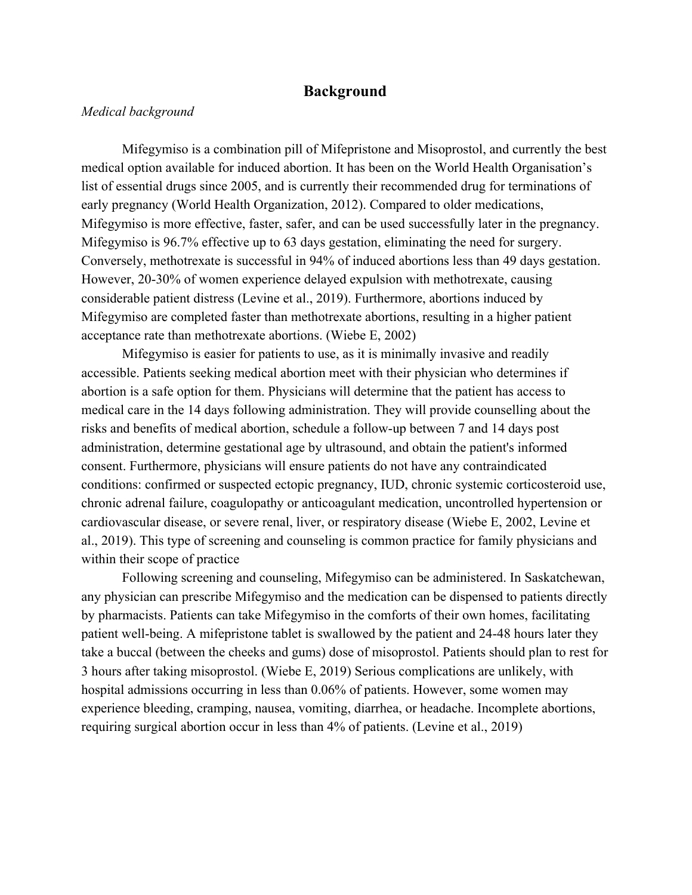# Background

*Medical background*

Mifegymiso is a combination pill of Mifepristone and Misoprostol, and currently the best medical option available for induced abortion. It has been on the World Health Organisation's list of essential drugs since 2005, and is currently their recommended drug for terminations of early pregnancy (World Health Organization, 2012). Compared to older medications, Mifegymiso is more effective, faster, safer, and can be used successfully later in the pregnancy. Mifegymiso is 96.7% effective up to 63 days gestation, eliminating the need for surgery. Conversely, methotrexate is successful in 94% of induced abortions less than 49 days gestation. However, 20-30% of women experience delayed expulsion with methotrexate, causing considerable patient distress (Levine et al., 2019). Furthermore, abortions induced by Mifegymiso are completed faster than methotrexate abortions, resulting in a higher patient acceptance rate than methotrexate abortions. (Wiebe E, 2002)

Mifegymiso is easier for patients to use, as it is minimally invasive and readily accessible. Patients seeking medical abortion meet with their physician who determines if abortion is a safe option for them. Physicians will determine that the patient has access to medical care in the 14 days following administration. They will provide counselling about the risks and benefits of medical abortion, schedule a follow-up between 7 and 14 days post administration, determine gestational age by ultrasound, and obtain the patient's informed consent. Furthermore, physicians will ensure patients do not have any contraindicated conditions: confirmed or suspected ectopic pregnancy, IUD, chronic systemic corticosteroid use, chronic adrenal failure, coagulopathy or anticoagulant medication, uncontrolled hypertension or cardiovascular disease, or severe renal, liver, or respiratory disease (Wiebe E, 2002, Levine et al., 2019). This type of screening and counseling is common practice for family physicians and within their scope of practice

Following screening and counseling, Mifegymiso can be administered. In Saskatchewan, any physician can prescribe Mifegymiso and the medication can be dispensed to patients directly by pharmacists. Patients can take Mifegymiso in the comforts of their own homes, facilitating patient well-being. A mifepristone tablet is swallowed by the patient and 24-48 hours later they take a buccal (between the cheeks and gums) dose of misoprostol. Patients should plan to rest for 3 hours after taking misoprostol. (Wiebe E, 2019) Serious complications are unlikely, with hospital admissions occurring in less than 0.06% of patients. However, some women may experience bleeding, cramping, nausea, vomiting, diarrhea, or headache. Incomplete abortions, requiring surgical abortion occur in less than 4% of patients. (Levine et al., 2019)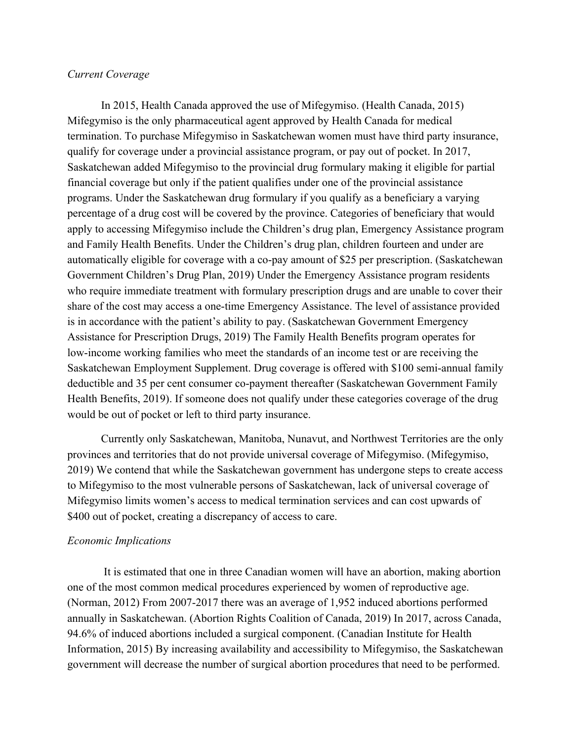*Current Coverage*

In 2015, Health Canada approved the use of Mifegymiso. (Health Canada, 2015) Mifegymiso is the only pharmaceutical agent approved by Health Canada for medical termination. To purchase Mifegymiso in Saskatchewan women must have third party insurance, qualify for coverage under a provincial assistance program, or pay out of pocket. In 2017, Saskatchewan added Mifegymiso to the provincial drug formulary making it eligible for partial financial coverage but only if the patient qualifies under one of the provincial assistance programs. Under the Saskatchewan drug formulary if you qualify as a beneficiary a varying percentage of a drug cost will be covered by the province. Categories of beneficiary that would apply to accessing Mifegymiso include the Children's drug plan, Emergency Assistance program and Family Health Benefits. Under the Children's drug plan, children fourteen and under are automatically eligible for coverage with a co-pay amount of $25 per prescription. (Saskatchewan Government Children's Drug Plan, 2019) Under the Emergency Assistance program residents who require immediate treatment with formulary prescription drugs and are unable to cover their share of the cost may access a one-time Emergency Assistance. The level of assistance provided is in accordance with the patient's ability to pay. (Saskatchewan Government Emergency Assistance for Prescription Drugs, 2019) The Family Health Benefits program operates for low-income working families who meet the standards of an income test or are receiving the Saskatchewan Employment Supplement. Drug coverage is offered with $100 semi-annual family deductible and 35 per cent consumer co-payment thereafter (Saskatchewan Government Family Health Benefits, 2019). If someone does not qualify under these categories coverage of the drug would be out of pocket or left to third party insurance.

Currently only Saskatchewan, Manitoba, Nunavut, and Northwest Territories are the only provinces and territories that do not provide universal coverage of Mifegymiso. (Mifegymiso, 2019) We contend that while the Saskatchewan government has undergone steps to create access to Mifegymiso to the most vulnerable persons of Saskatchewan, lack of universal coverage of Mifegymiso limits women's access to medical termination services and can cost upwards of $400 out of pocket, creating a discrepancy of access to care.

*Economic Implications*

It is estimated that one in three Canadian women will have an abortion, making abortion one of the most common medical procedures experienced by women of reproductive age. (Norman, 2012) From 2007-2017 there was an average of 1,952 induced abortions performed annually in Saskatchewan. (Abortion Rights Coalition of Canada, 2019) In 2017, across Canada, 94.6% of induced abortions included a surgical component. (Canadian Institute for Health Information, 2015) By increasing availability and accessibility to Mifegymiso, the Saskatchewan government will decrease the number of surgical abortion procedures that need to be performed.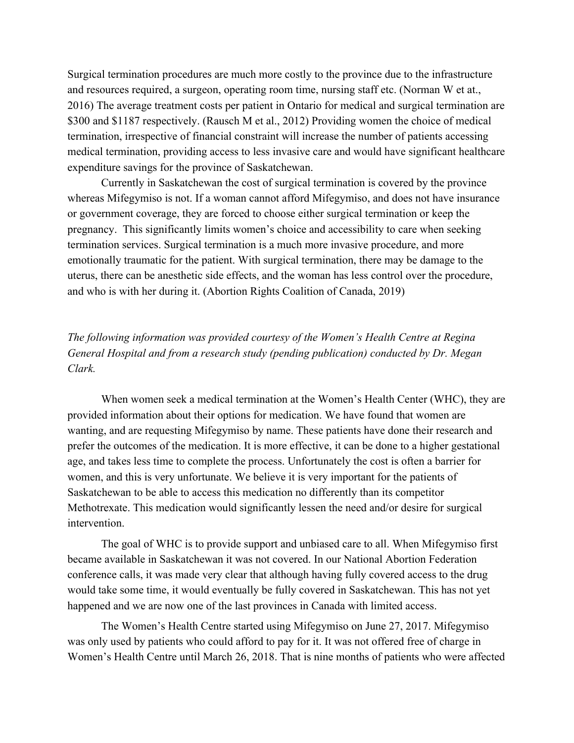Surgical termination procedures are much more costly to the province due to the infrastructure and resources required, a surgeon, operating room time, nursing staff etc. (Norman W et at., 2016) The average treatment costs per patient in Ontario for medical and surgical termination are $300 and $1187 respectively. (Rausch M et al., 2012) Providing women the choice of medical termination, irrespective of financial constraint will increase the number of patients accessing medical termination, providing access to less invasive care and would have significant healthcare expenditure savings for the province of Saskatchewan.

Currently in Saskatchewan the cost of surgical termination is covered by the province whereas Mifegymiso is not. If a woman cannot afford Mifegymiso, and does not have insurance or government coverage, they are forced to choose either surgical termination or keep the pregnancy. This significantly limits women's choice and accessibility to care when seeking termination services. Surgical termination is a much more invasive procedure, and more emotionally traumatic for the patient. With surgical termination, there may be damage to the uterus, there can be anesthetic side effects, and the woman has less control over the procedure, and who is with her during it. (Abortion Rights Coalition of Canada, 2019)

*The following information was provided courtesy of the Women's Health Centre at Regina General Hospital and from a research study (pending publication) conducted by Dr. Megan Clark.*

When women seek a medical termination at the Women's Health Center (WHC), they are provided information about their options for medication. We have found that women are wanting, and are requesting Mifegymiso by name. These patients have done their research and prefer the outcomes of the medication. It is more effective, it can be done to a higher gestational age, and takes less time to complete the process. Unfortunately the cost is often a barrier for women, and this is very unfortunate. We believe it is very important for the patients of Saskatchewan to be able to access this medication no differently than its competitor Methotrexate. This medication would significantly lessen the need and/or desire for surgical intervention.

The goal of WHC is to provide support and unbiased care to all. When Mifegymiso first became available in Saskatchewan it was not covered. In our National Abortion Federation conference calls, it was made very clear that although having fully covered access to the drug would take some time, it would eventually be fully covered in Saskatchewan. This has not yet happened and we are now one of the last provinces in Canada with limited access.

The Women's Health Centre started using Mifegymiso on June 27, 2017. Mifegymiso was only used by patients who could afford to pay for it. It was not offered free of charge in Women's Health Centre until March 26, 2018. That is nine months of patients who were affected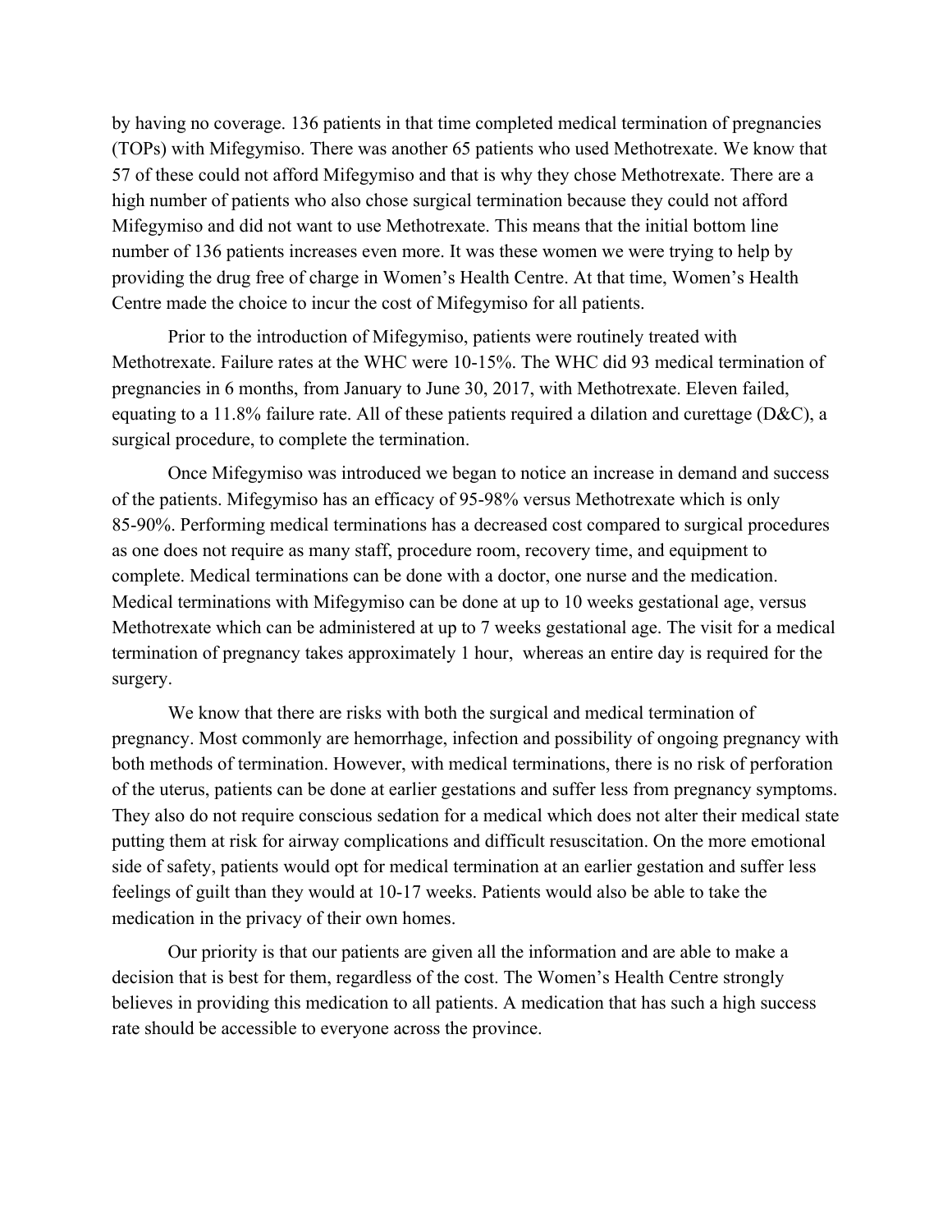by having no coverage. 136 patients in that time completed medical termination of pregnancies (TOPs) with Mifegymiso. There was another 65 patients who used Methotrexate. We know that 57 of these could not afford Mifegymiso and that is why they chose Methotrexate. There are a high number of patients who also chose surgical termination because they could not afford Mifegymiso and did not want to use Methotrexate. This means that the initial bottom line number of 136 patients increases even more. It was these women we were trying to help by providing the drug free of charge in Women's Health Centre. At that time, Women's Health Centre made the choice to incur the cost of Mifegymiso for all patients.

Prior to the introduction of Mifegymiso, patients were routinely treated with Methotrexate. Failure rates at the WHC were 10-15%. The WHC did 93 medical termination of pregnancies in 6 months, from January to June 30, 2017, with Methotrexate. Eleven failed, equating to a 11.8% failure rate. All of these patients required a dilation and curettage (D&C), a surgical procedure, to complete the termination.

Once Mifegymiso was introduced we began to notice an increase in demand and success of the patients. Mifegymiso has an efficacy of 95-98% versus Methotrexate which is only 85-90%. Performing medical terminations has a decreased cost compared to surgical procedures as one does not require as many staff, procedure room, recovery time, and equipment to complete. Medical terminations can be done with a doctor, one nurse and the medication. Medical terminations with Mifegymiso can be done at up to 10 weeks gestational age, versus Methotrexate which can be administered at up to 7 weeks gestational age. The visit for a medical termination of pregnancy takes approximately 1 hour, whereas an entire day is required for the surgery.

We know that there are risks with both the surgical and medical termination of pregnancy. Most commonly are hemorrhage, infection and possibility of ongoing pregnancy with both methods of termination. However, with medical terminations, there is no risk of perforation of the uterus, patients can be done at earlier gestations and suffer less from pregnancy symptoms. They also do not require conscious sedation for a medical which does not alter their medical state putting them at risk for airway complications and difficult resuscitation. On the more emotional side of safety, patients would opt for medical termination at an earlier gestation and suffer less feelings of guilt than they would at 10-17 weeks. Patients would also be able to take the medication in the privacy of their own homes.

Our priority is that our patients are given all the information and are able to make a decision that is best for them, regardless of the cost. The Women's Health Centre strongly believes in providing this medication to all patients. A medication that has such a high success rate should be accessible to everyone across the province.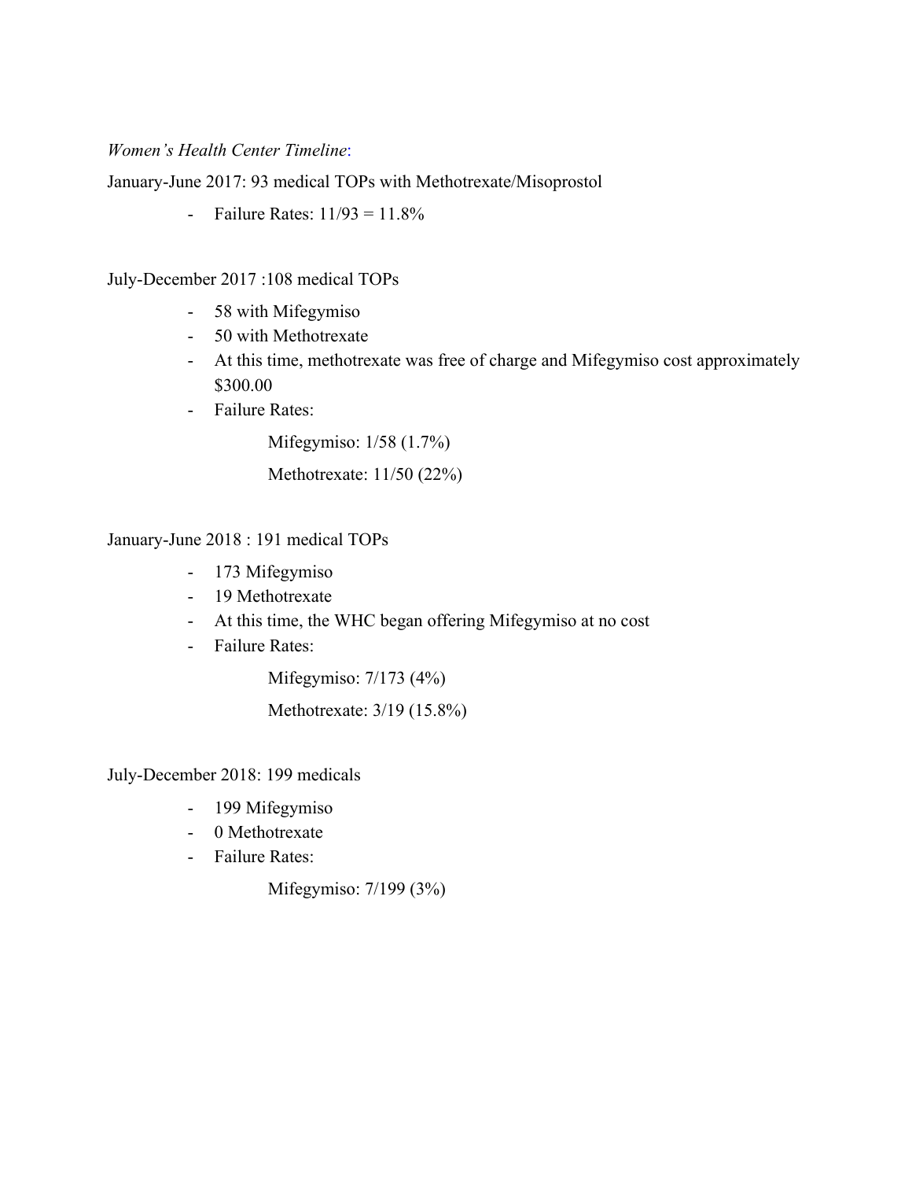*Women's Health Center Timeline*:

January-June 2017: 93 medical TOPs with Methotrexate/Misoprostol

- Failure Rates: 11/93 = 11.8%

July-December 2017 :108 medical TOPs

- 58 with Mifegymiso
- 50 with Methotrexate
- At this time, methotrexate was free of charge and Mifegymiso cost approximately $300.00
- Failure Rates:

    Mifegymiso: 1/58 (1.7%)

    Methotrexate: 11/50 (22%)

January-June 2018 : 191 medical TOPs

- 173 Mifegymiso
- 19 Methotrexate
- At this time, the WHC began offering Mifegymiso at no cost
- Failure Rates:

    Mifegymiso: 7/173 (4%)

    Methotrexate: 3/19 (15.8%)

July-December 2018: 199 medicals

- 199 Mifegymiso
- 0 Methotrexate
- Failure Rates:

    Mifegymiso: 7/199 (3%)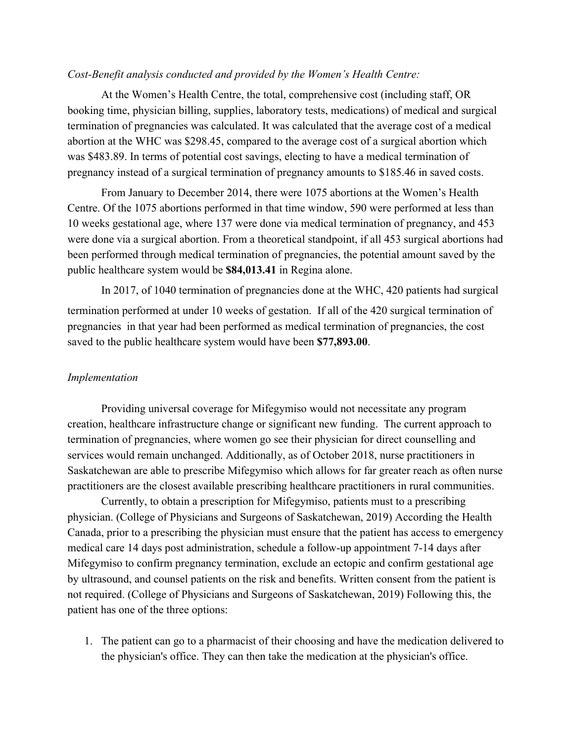*Cost-Benefit analysis conducted and provided by the Women's Health Centre:*

At the Women's Health Centre, the total, comprehensive cost (including staff, OR booking time, physician billing, supplies, laboratory tests, medications) of medical and surgical termination of pregnancies was calculated. It was calculated that the average cost of a medical abortion at the WHC was $298.45, compared to the average cost of a surgical abortion which was $483.89. In terms of potential cost savings, electing to have a medical termination of pregnancy instead of a surgical termination of pregnancy amounts to $185.46 in saved costs.

From January to December 2014, there were 1075 abortions at the Women's Health Centre. Of the 1075 abortions performed in that time window, 590 were performed at less than 10 weeks gestational age, where 137 were done via medical termination of pregnancy, and 453 were done via a surgical abortion. From a theoretical standpoint, if all 453 surgical abortions had been performed through medical termination of pregnancies, the potential amount saved by the public healthcare system would be **$84,013.41** in Regina alone.

In 2017, of 1040 termination of pregnancies done at the WHC, 420 patients had surgical termination performed at under 10 weeks of gestation. If all of the 420 surgical termination of pregnancies in that year had been performed as medical termination of pregnancies, the cost saved to the public healthcare system would have been **$77,893.00**.

*Implementation*

Providing universal coverage for Mifegymiso would not necessitate any program creation, healthcare infrastructure change or significant new funding. The current approach to termination of pregnancies, where women go see their physician for direct counselling and services would remain unchanged. Additionally, as of October 2018, nurse practitioners in Saskatchewan are able to prescribe Mifegymiso which allows for far greater reach as often nurse practitioners are the closest available prescribing healthcare practitioners in rural communities.

Currently, to obtain a prescription for Mifegymiso, patients must to a prescribing physician. (College of Physicians and Surgeons of Saskatchewan, 2019) According the Health Canada, prior to a prescribing the physician must ensure that the patient has access to emergency medical care 14 days post administration, schedule a follow-up appointment 7-14 days after Mifegymiso to confirm pregnancy termination, exclude an ectopic and confirm gestational age by ultrasound, and counsel patients on the risk and benefits. Written consent from the patient is not required. (College of Physicians and Surgeons of Saskatchewan, 2019) Following this, the patient has one of the three options:

1. The patient can go to a pharmacist of their choosing and have the medication delivered to the physician's office. They can then take the medication at the physician's office.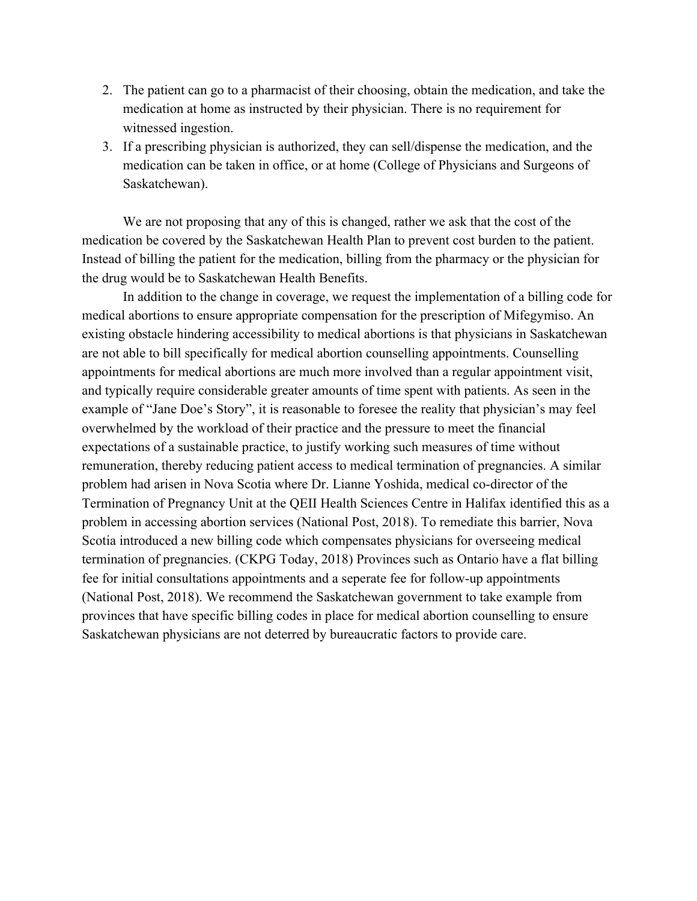2. The patient can go to a pharmacist of their choosing, obtain the medication, and take the medication at home as instructed by their physician. There is no requirement for witnessed ingestion.
3. If a prescribing physician is authorized, they can sell/dispense the medication, and the medication can be taken in office, or at home (College of Physicians and Surgeons of Saskatchewan).

We are not proposing that any of this is changed, rather we ask that the cost of the medication be covered by the Saskatchewan Health Plan to prevent cost burden to the patient. Instead of billing the patient for the medication, billing from the pharmacy or the physician for the drug would be to Saskatchewan Health Benefits.

In addition to the change in coverage, we request the implementation of a billing code for medical abortions to ensure appropriate compensation for the prescription of Mifegymiso. An existing obstacle hindering accessibility to medical abortions is that physicians in Saskatchewan are not able to bill specifically for medical abortion counselling appointments. Counselling appointments for medical abortions are much more involved than a regular appointment visit, and typically require considerable greater amounts of time spent with patients. As seen in the example of "Jane Doe's Story", it is reasonable to foresee the reality that physician's may feel overwhelmed by the workload of their practice and the pressure to meet the financial expectations of a sustainable practice, to justify working such measures of time without remuneration, thereby reducing patient access to medical termination of pregnancies. A similar problem had arisen in Nova Scotia where Dr. Lianne Yoshida, medical co-director of the Termination of Pregnancy Unit at the QEII Health Sciences Centre in Halifax identified this as a problem in accessing abortion services (National Post, 2018). To remediate this barrier, Nova Scotia introduced a new billing code which compensates physicians for overseeing medical termination of pregnancies. (CKPG Today, 2018) Provinces such as Ontario have a flat billing fee for initial consultations appointments and a seperate fee for follow-up appointments (National Post, 2018). We recommend the Saskatchewan government to take example from provinces that have specific billing codes in place for medical abortion counselling to ensure Saskatchewan physicians are not deterred by bureaucratic factors to provide care.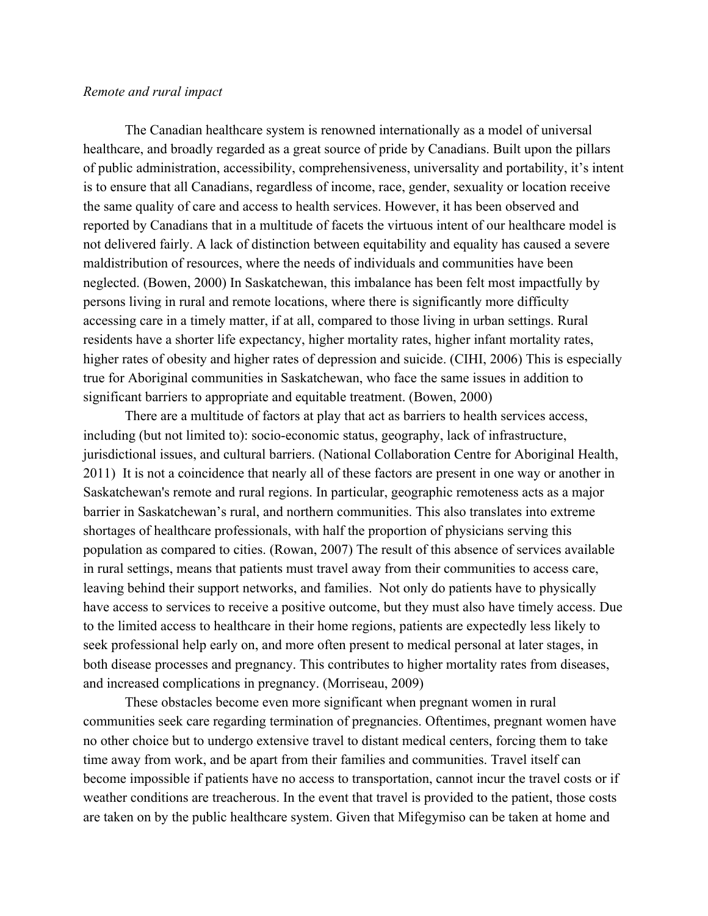*Remote and rural impact*

The Canadian healthcare system is renowned internationally as a model of universal healthcare, and broadly regarded as a great source of pride by Canadians. Built upon the pillars of public administration, accessibility, comprehensiveness, universality and portability, it's intent is to ensure that all Canadians, regardless of income, race, gender, sexuality or location receive the same quality of care and access to health services. However, it has been observed and reported by Canadians that in a multitude of facets the virtuous intent of our healthcare model is not delivered fairly. A lack of distinction between equitability and equality has caused a severe maldistribution of resources, where the needs of individuals and communities have been neglected. (Bowen, 2000) In Saskatchewan, this imbalance has been felt most impactfully by persons living in rural and remote locations, where there is significantly more difficulty accessing care in a timely matter, if at all, compared to those living in urban settings. Rural residents have a shorter life expectancy, higher mortality rates, higher infant mortality rates, higher rates of obesity and higher rates of depression and suicide. (CIHI, 2006) This is especially true for Aboriginal communities in Saskatchewan, who face the same issues in addition to significant barriers to appropriate and equitable treatment. (Bowen, 2000)

There are a multitude of factors at play that act as barriers to health services access, including (but not limited to): socio-economic status, geography, lack of infrastructure, jurisdictional issues, and cultural barriers. (National Collaboration Centre for Aboriginal Health, 2011) It is not a coincidence that nearly all of these factors are present in one way or another in Saskatchewan's remote and rural regions. In particular, geographic remoteness acts as a major barrier in Saskatchewan's rural, and northern communities. This also translates into extreme shortages of healthcare professionals, with half the proportion of physicians serving this population as compared to cities. (Rowan, 2007) The result of this absence of services available in rural settings, means that patients must travel away from their communities to access care, leaving behind their support networks, and families. Not only do patients have to physically have access to services to receive a positive outcome, but they must also have timely access. Due to the limited access to healthcare in their home regions, patients are expectedly less likely to seek professional help early on, and more often present to medical personal at later stages, in both disease processes and pregnancy. This contributes to higher mortality rates from diseases, and increased complications in pregnancy. (Morriseau, 2009)

These obstacles become even more significant when pregnant women in rural communities seek care regarding termination of pregnancies. Oftentimes, pregnant women have no other choice but to undergo extensive travel to distant medical centers, forcing them to take time away from work, and be apart from their families and communities. Travel itself can become impossible if patients have no access to transportation, cannot incur the travel costs or if weather conditions are treacherous. In the event that travel is provided to the patient, those costs are taken on by the public healthcare system. Given that Mifegymiso can be taken at home and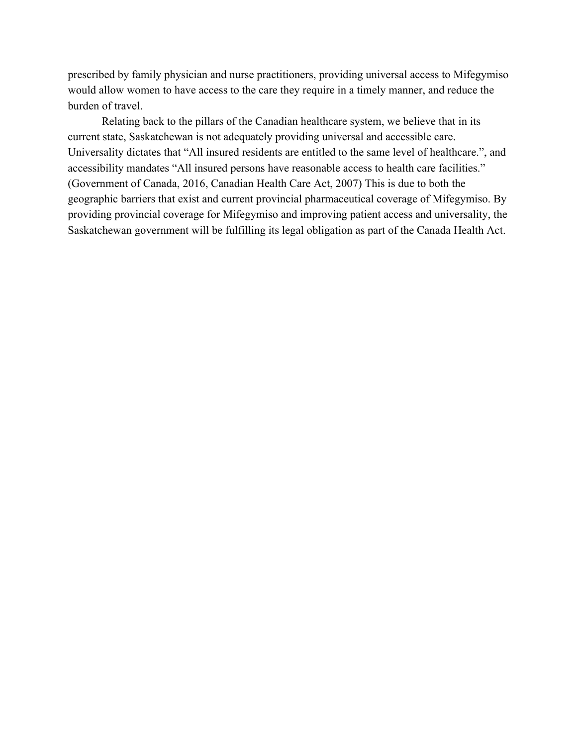prescribed by family physician and nurse practitioners, providing universal access to Mifegymiso would allow women to have access to the care they require in a timely manner, and reduce the burden of travel.

Relating back to the pillars of the Canadian healthcare system, we believe that in its current state, Saskatchewan is not adequately providing universal and accessible care. Universality dictates that "All insured residents are entitled to the same level of healthcare.", and accessibility mandates "All insured persons have reasonable access to health care facilities." (Government of Canada, 2016, Canadian Health Care Act, 2007) This is due to both the geographic barriers that exist and current provincial pharmaceutical coverage of Mifegymiso. By providing provincial coverage for Mifegymiso and improving patient access and universality, the Saskatchewan government will be fulfilling its legal obligation as part of the Canada Health Act.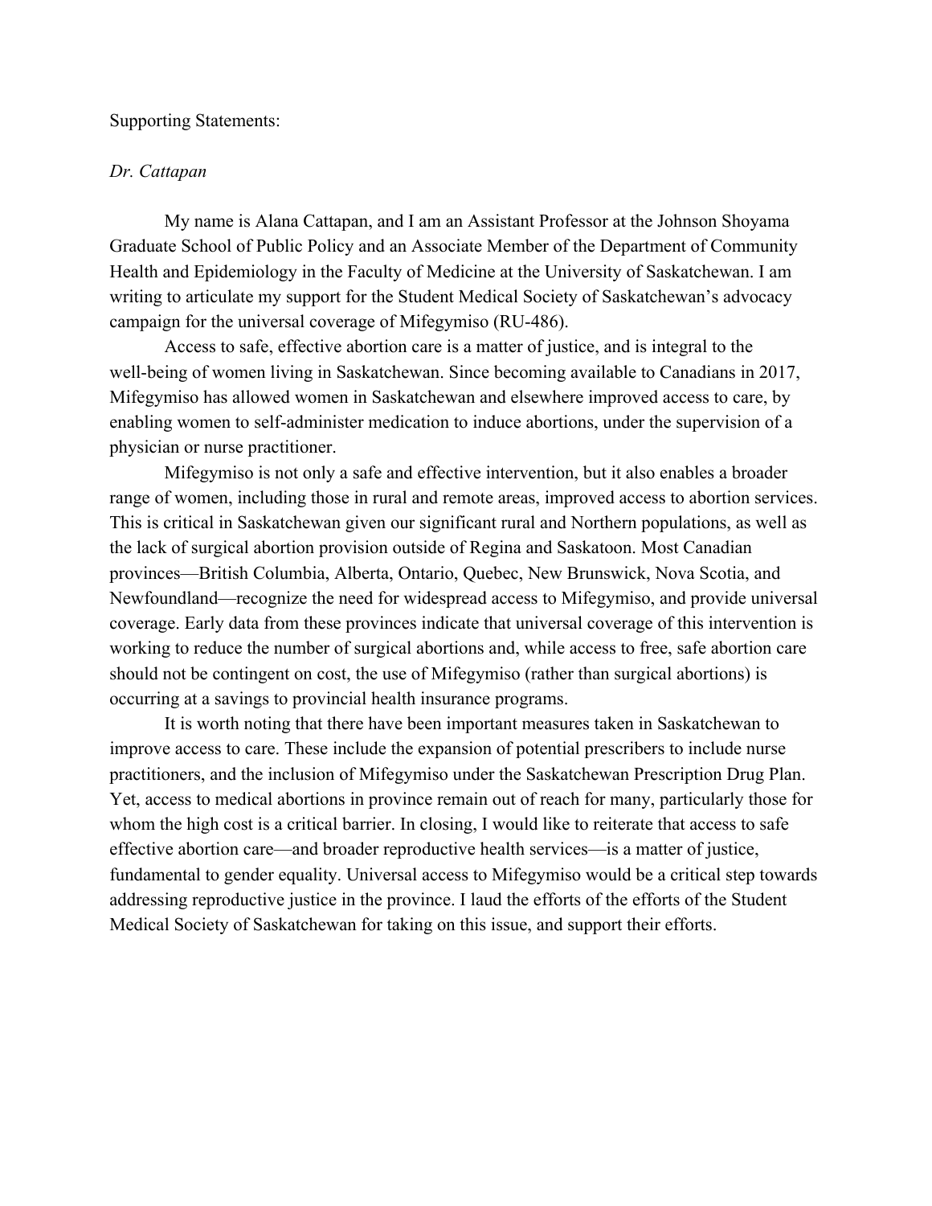Supporting Statements:

*Dr. Cattapan*

My name is Alana Cattapan, and I am an Assistant Professor at the Johnson Shoyama Graduate School of Public Policy and an Associate Member of the Department of Community Health and Epidemiology in the Faculty of Medicine at the University of Saskatchewan. I am writing to articulate my support for the Student Medical Society of Saskatchewan's advocacy campaign for the universal coverage of Mifegymiso (RU-486).

Access to safe, effective abortion care is a matter of justice, and is integral to the well-being of women living in Saskatchewan. Since becoming available to Canadians in 2017, Mifegymiso has allowed women in Saskatchewan and elsewhere improved access to care, by enabling women to self-administer medication to induce abortions, under the supervision of a physician or nurse practitioner.

Mifegymiso is not only a safe and effective intervention, but it also enables a broader range of women, including those in rural and remote areas, improved access to abortion services. This is critical in Saskatchewan given our significant rural and Northern populations, as well as the lack of surgical abortion provision outside of Regina and Saskatoon. Most Canadian provinces—British Columbia, Alberta, Ontario, Quebec, New Brunswick, Nova Scotia, and Newfoundland—recognize the need for widespread access to Mifegymiso, and provide universal coverage. Early data from these provinces indicate that universal coverage of this intervention is working to reduce the number of surgical abortions and, while access to free, safe abortion care should not be contingent on cost, the use of Mifegymiso (rather than surgical abortions) is occurring at a savings to provincial health insurance programs.

It is worth noting that there have been important measures taken in Saskatchewan to improve access to care. These include the expansion of potential prescribers to include nurse practitioners, and the inclusion of Mifegymiso under the Saskatchewan Prescription Drug Plan. Yet, access to medical abortions in province remain out of reach for many, particularly those for whom the high cost is a critical barrier. In closing, I would like to reiterate that access to safe effective abortion care—and broader reproductive health services—is a matter of justice, fundamental to gender equality. Universal access to Mifegymiso would be a critical step towards addressing reproductive justice in the province. I laud the efforts of the efforts of the Student Medical Society of Saskatchewan for taking on this issue, and support their efforts.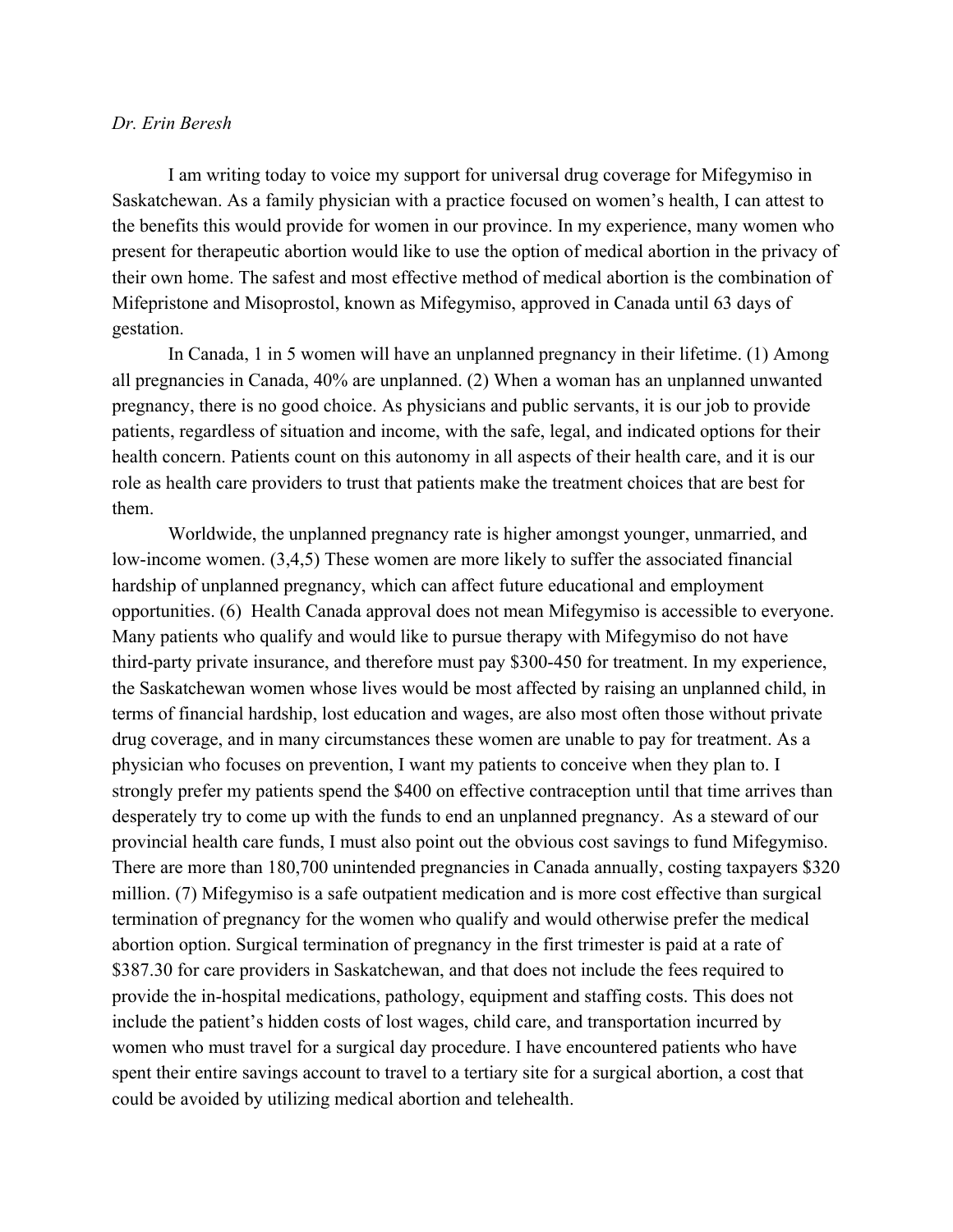*Dr. Erin Beresh*

I am writing today to voice my support for universal drug coverage for Mifegymiso in Saskatchewan. As a family physician with a practice focused on women's health, I can attest to the benefits this would provide for women in our province. In my experience, many women who present for therapeutic abortion would like to use the option of medical abortion in the privacy of their own home. The safest and most effective method of medical abortion is the combination of Mifepristone and Misoprostol, known as Mifegymiso, approved in Canada until 63 days of gestation.

In Canada, 1 in 5 women will have an unplanned pregnancy in their lifetime. (1) Among all pregnancies in Canada, 40% are unplanned. (2) When a woman has an unplanned unwanted pregnancy, there is no good choice. As physicians and public servants, it is our job to provide patients, regardless of situation and income, with the safe, legal, and indicated options for their health concern. Patients count on this autonomy in all aspects of their health care, and it is our role as health care providers to trust that patients make the treatment choices that are best for them.

Worldwide, the unplanned pregnancy rate is higher amongst younger, unmarried, and low-income women. (3,4,5) These women are more likely to suffer the associated financial hardship of unplanned pregnancy, which can affect future educational and employment opportunities. (6) Health Canada approval does not mean Mifegymiso is accessible to everyone. Many patients who qualify and would like to pursue therapy with Mifegymiso do not have third-party private insurance, and therefore must pay $300-450 for treatment. In my experience, the Saskatchewan women whose lives would be most affected by raising an unplanned child, in terms of financial hardship, lost education and wages, are also most often those without private drug coverage, and in many circumstances these women are unable to pay for treatment. As a physician who focuses on prevention, I want my patients to conceive when they plan to. I strongly prefer my patients spend the $400 on effective contraception until that time arrives than desperately try to come up with the funds to end an unplanned pregnancy. As a steward of our provincial health care funds, I must also point out the obvious cost savings to fund Mifegymiso. There are more than 180,700 unintended pregnancies in Canada annually, costing taxpayers $320 million. (7) Mifegymiso is a safe outpatient medication and is more cost effective than surgical termination of pregnancy for the women who qualify and would otherwise prefer the medical abortion option. Surgical termination of pregnancy in the first trimester is paid at a rate of $387.30 for care providers in Saskatchewan, and that does not include the fees required to provide the in-hospital medications, pathology, equipment and staffing costs. This does not include the patient's hidden costs of lost wages, child care, and transportation incurred by women who must travel for a surgical day procedure. I have encountered patients who have spent their entire savings account to travel to a tertiary site for a surgical abortion, a cost that could be avoided by utilizing medical abortion and telehealth.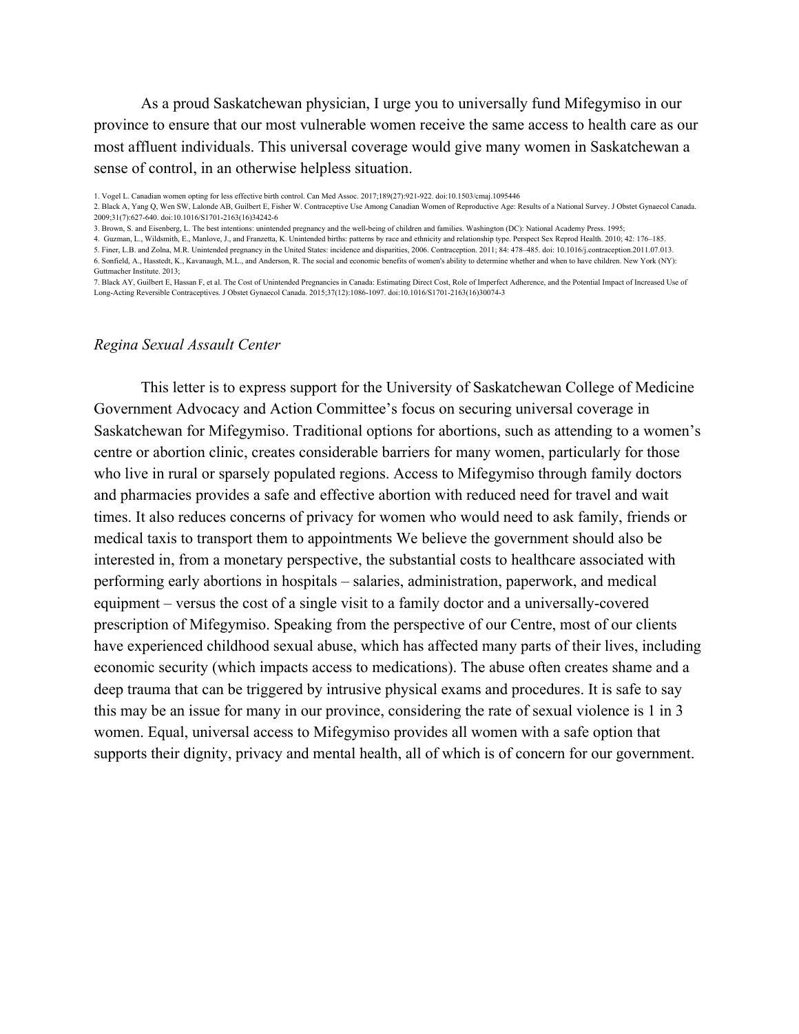As a proud Saskatchewan physician, I urge you to universally fund Mifegymiso in our province to ensure that our most vulnerable women receive the same access to health care as our most affluent individuals. This universal coverage would give many women in Saskatchewan a sense of control, in an otherwise helpless situation.

1. Vogel L. Canadian women opting for less effective birth control. Can Med Assoc. 2017;189(27):921-922. doi:10.1503/cmaj.1095446
2. Black A, Yang Q, Wen SW, Lalonde AB, Guilbert E, Fisher W. Contraceptive Use Among Canadian Women of Reproductive Age: Results of a National Survey. J Obstet Gynaecol Canada. 2009;31(7):627-640. doi:10.1016/S1701-2163(16)34242-6
3. Brown, S. and Eisenberg, L. The best intentions: unintended pregnancy and the well-being of children and families. Washington (DC): National Academy Press. 1995;
4. Guzman, L., Wildsmith, E., Manlove, J., and Franzetta, K. Unintended births: patterns by race and ethnicity and relationship type. Perspect Sex Reprod Health. 2010; 42: 176–185.
5. Finer, L.B. and Zolna, M.R. Unintended pregnancy in the United States: incidence and disparities, 2006. Contraception. 2011; 84: 478–485. doi: 10.1016/j.contraception.2011.07.013.
6. Sonfield, A., Hasstedt, K., Kavanaugh, M.L., and Anderson, R. The social and economic benefits of women's ability to determine whether and when to have children. New York (NY): Guttmacher Institute. 2013;
7. Black AY, Guilbert E, Hassan F, et al. The Cost of Unintended Pregnancies in Canada: Estimating Direct Cost, Role of Imperfect Adherence, and the Potential Impact of Increased Use of Long-Acting Reversible Contraceptives. J Obstet Gynaecol Canada. 2015;37(12):1086-1097. doi:10.1016/S1701-2163(16)30074-3

*Regina Sexual Assault Center*

This letter is to express support for the University of Saskatchewan College of Medicine Government Advocacy and Action Committee's focus on securing universal coverage in Saskatchewan for Mifegymiso. Traditional options for abortions, such as attending to a women's centre or abortion clinic, creates considerable barriers for many women, particularly for those who live in rural or sparsely populated regions. Access to Mifegymiso through family doctors and pharmacies provides a safe and effective abortion with reduced need for travel and wait times. It also reduces concerns of privacy for women who would need to ask family, friends or medical taxis to transport them to appointments We believe the government should also be interested in, from a monetary perspective, the substantial costs to healthcare associated with performing early abortions in hospitals – salaries, administration, paperwork, and medical equipment – versus the cost of a single visit to a family doctor and a universally-covered prescription of Mifegymiso. Speaking from the perspective of our Centre, most of our clients have experienced childhood sexual abuse, which has affected many parts of their lives, including economic security (which impacts access to medications). The abuse often creates shame and a deep trauma that can be triggered by intrusive physical exams and procedures. It is safe to say this may be an issue for many in our province, considering the rate of sexual violence is 1 in 3 women. Equal, universal access to Mifegymiso provides all women with a safe option that supports their dignity, privacy and mental health, all of which is of concern for our government.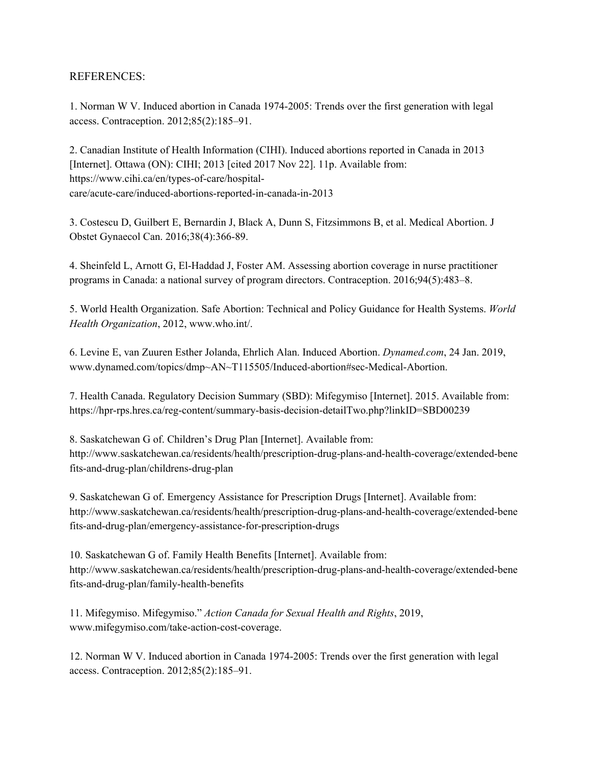REFERENCES:

1. Norman W V. Induced abortion in Canada 1974-2005: Trends over the first generation with legal access. Contraception. 2012;85(2):185–91.

2. Canadian Institute of Health Information (CIHI). Induced abortions reported in Canada in 2013 [Internet]. Ottawa (ON): CIHI; 2013 [cited 2017 Nov 22]. 11p. Available from: https://www.cihi.ca/en/types-of-care/hospital-care/acute-care/induced-abortions-reported-in-canada-in-2013

3. Costescu D, Guilbert E, Bernardin J, Black A, Dunn S, Fitzsimmons B, et al. Medical Abortion. J Obstet Gynaecol Can. 2016;38(4):366-89.

4. Sheinfeld L, Arnott G, El-Haddad J, Foster AM. Assessing abortion coverage in nurse practitioner programs in Canada: a national survey of program directors. Contraception. 2016;94(5):483–8.

5. World Health Organization. Safe Abortion: Technical and Policy Guidance for Health Systems. *World Health Organization*, 2012, www.who.int/.

6. Levine E, van Zuuren Esther Jolanda, Ehrlich Alan. Induced Abortion. *Dynamed.com*, 24 Jan. 2019, www.dynamed.com/topics/dmp~AN~T115505/Induced-abortion#sec-Medical-Abortion.

7. Health Canada. Regulatory Decision Summary (SBD): Mifegymiso [Internet]. 2015. Available from: https://hpr-rps.hres.ca/reg-content/summary-basis-decision-detailTwo.php?linkID=SBD00239

8. Saskatchewan G of. Children's Drug Plan [Internet]. Available from: http://www.saskatchewan.ca/residents/health/prescription-drug-plans-and-health-coverage/extended-benefits-and-drug-plan/childrens-drug-plan

9. Saskatchewan G of. Emergency Assistance for Prescription Drugs [Internet]. Available from: http://www.saskatchewan.ca/residents/health/prescription-drug-plans-and-health-coverage/extended-benefits-and-drug-plan/emergency-assistance-for-prescription-drugs

10. Saskatchewan G of. Family Health Benefits [Internet]. Available from: http://www.saskatchewan.ca/residents/health/prescription-drug-plans-and-health-coverage/extended-benefits-and-drug-plan/family-health-benefits

11. Mifegymiso. Mifegymiso." *Action Canada for Sexual Health and Rights*, 2019, www.mifegymiso.com/take-action-cost-coverage.

12. Norman W V. Induced abortion in Canada 1974-2005: Trends over the first generation with legal access. Contraception. 2012;85(2):185–91.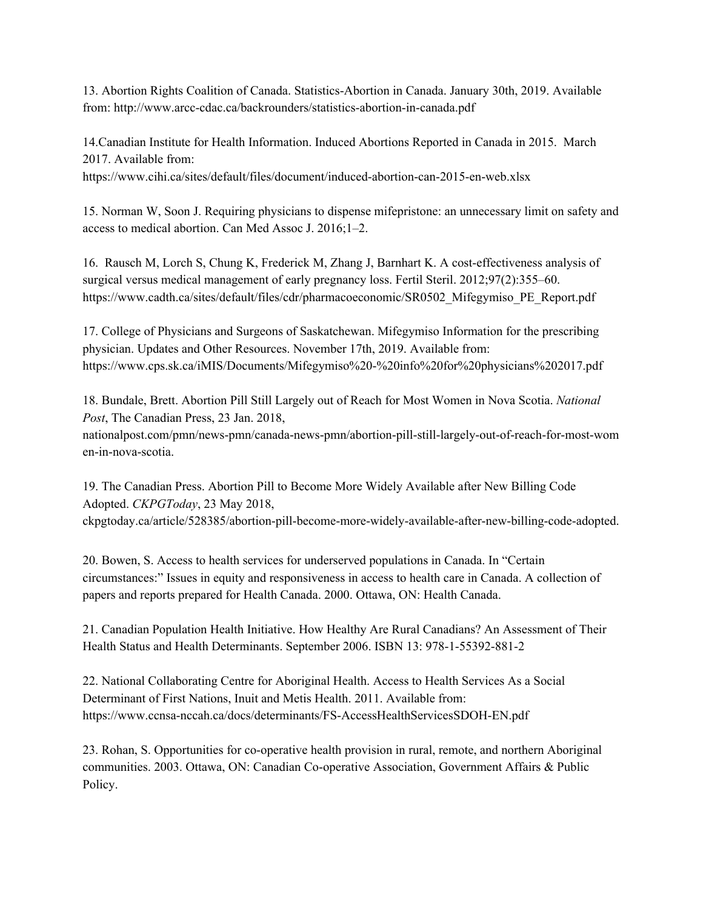13. Abortion Rights Coalition of Canada. Statistics-Abortion in Canada. January 30th, 2019. Available from: http://www.arcc-cdac.ca/backrounders/statistics-abortion-in-canada.pdf

14.Canadian Institute for Health Information. Induced Abortions Reported in Canada in 2015. March 2017. Available from: https://www.cihi.ca/sites/default/files/document/induced-abortion-can-2015-en-web.xlsx

15. Norman W, Soon J. Requiring physicians to dispense mifepristone: an unnecessary limit on safety and access to medical abortion. Can Med Assoc J. 2016;1–2.

16. Rausch M, Lorch S, Chung K, Frederick M, Zhang J, Barnhart K. A cost-effectiveness analysis of surgical versus medical management of early pregnancy loss. Fertil Steril. 2012;97(2):355–60. https://www.cadth.ca/sites/default/files/cdr/pharmacoeconomic/SR0502_Mifegymiso_PE_Report.pdf

17. College of Physicians and Surgeons of Saskatchewan. Mifegymiso Information for the prescribing physician. Updates and Other Resources. November 17th, 2019. Available from: https://www.cps.sk.ca/iMIS/Documents/Mifegymiso%20-%20info%20for%20physicians%202017.pdf

18. Bundale, Brett. Abortion Pill Still Largely out of Reach for Most Women in Nova Scotia. *National Post*, The Canadian Press, 23 Jan. 2018, nationalpost.com/pmn/news-pmn/canada-news-pmn/abortion-pill-still-largely-out-of-reach-for-most-women-in-nova-scotia.

19. The Canadian Press. Abortion Pill to Become More Widely Available after New Billing Code Adopted. *CKPGToday*, 23 May 2018, ckpgtoday.ca/article/528385/abortion-pill-become-more-widely-available-after-new-billing-code-adopted.

20. Bowen, S. Access to health services for underserved populations in Canada. In "Certain circumstances:" Issues in equity and responsiveness in access to health care in Canada. A collection of papers and reports prepared for Health Canada. 2000. Ottawa, ON: Health Canada.

21. Canadian Population Health Initiative. How Healthy Are Rural Canadians? An Assessment of Their Health Status and Health Determinants. September 2006. ISBN 13: 978-1-55392-881-2

22. National Collaborating Centre for Aboriginal Health. Access to Health Services As a Social Determinant of First Nations, Inuit and Metis Health. 2011. Available from: https://www.ccnsa-nccah.ca/docs/determinants/FS-AccessHealthServicesSDOH-EN.pdf

23. Rohan, S. Opportunities for co-operative health provision in rural, remote, and northern Aboriginal communities. 2003. Ottawa, ON: Canadian Co-operative Association, Government Affairs & Public Policy.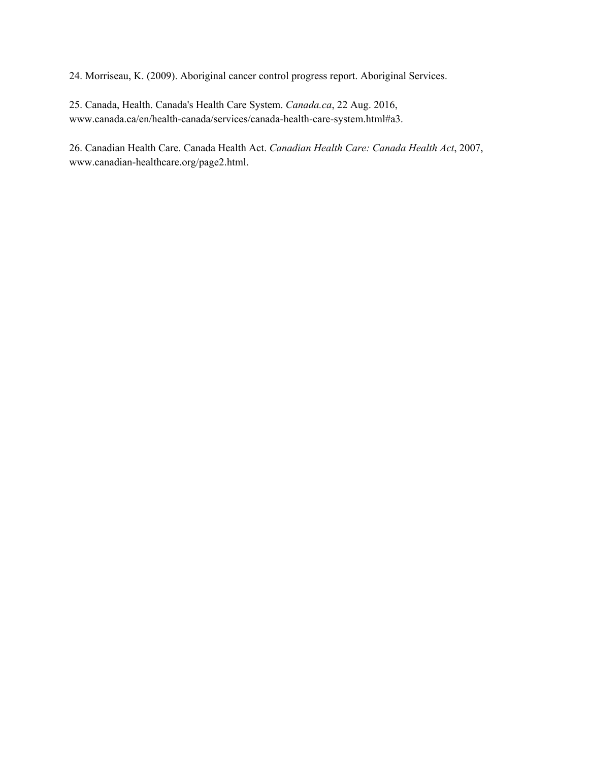24. Morriseau, K. (2009). Aboriginal cancer control progress report. Aboriginal Services.

25. Canada, Health. Canada's Health Care System. *Canada.ca*, 22 Aug. 2016, www.canada.ca/en/health-canada/services/canada-health-care-system.html#a3.

26. Canadian Health Care. Canada Health Act. *Canadian Health Care: Canada Health Act*, 2007, www.canadian-healthcare.org/page2.html.